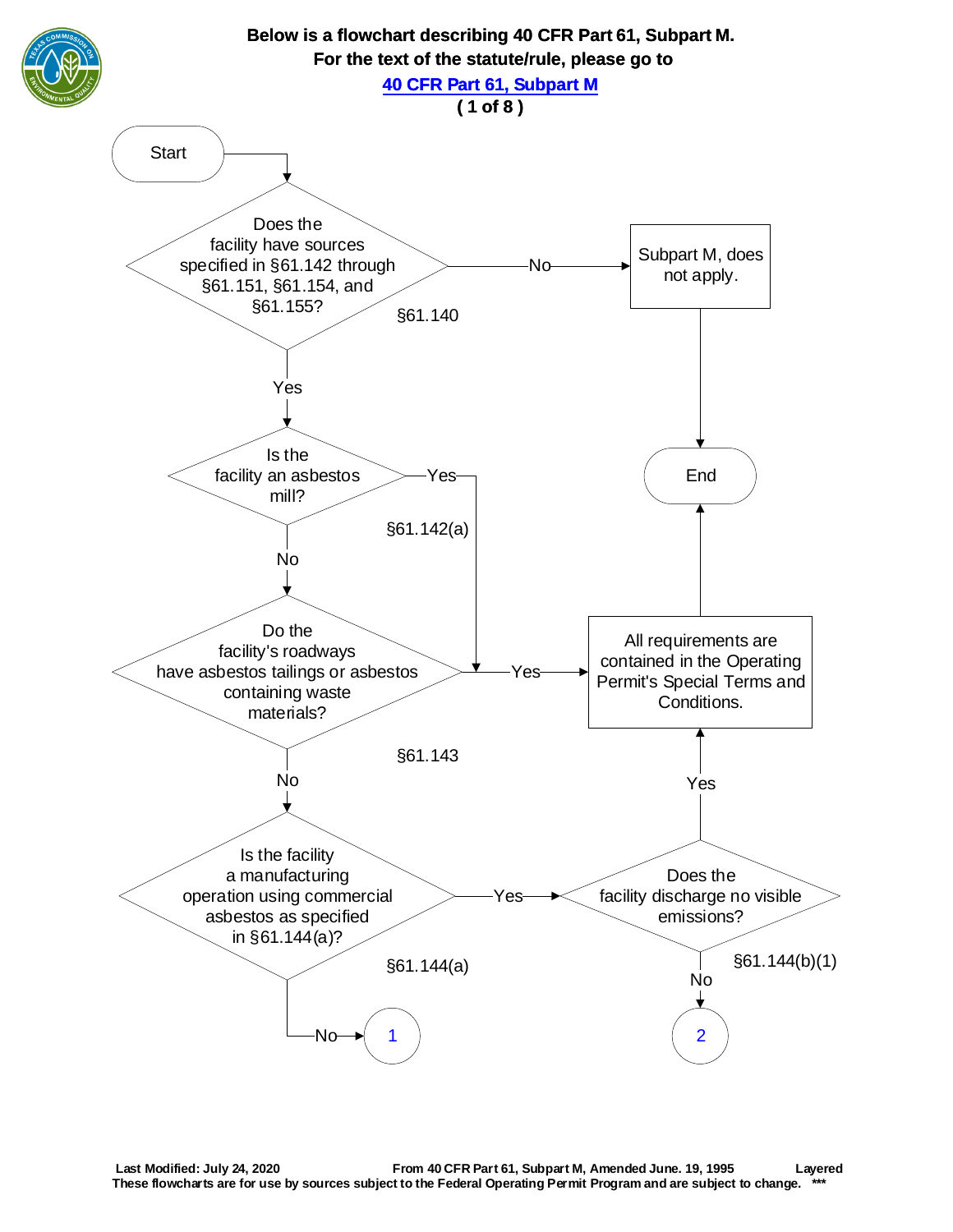**Below is a flowchart describing 40 CFR Part 61, Subpart M.**
**For the text of the statute/rule, please go to**
**[40 CFR Part 61, Subpart M]**
**( 1 of 8 )**

Start

Does the facility have sources specified in §61.142 through §61.151, §61.154, and §61.155? §61.140

- No → Subpart M, does not apply. → End
- Yes → Is the facility an asbestos mill? §61.142(a)
  - Yes → All requirements are contained in the Operating Permit's Special Terms and Conditions. → End
  - No → Do the facility's roadways have asbestos tailings or asbestos containing waste materials? §61.143
    - Yes → All requirements are contained in the Operating Permit's Special Terms and Conditions. → End
    - No → Is the facility a manufacturing operation using commercial asbestos as specified in §61.144(a)? §61.144(a)
      - No → 1
      - Yes → Does the facility discharge no visible emissions? §61.144(b)(1)
        - Yes → All requirements are contained in the Operating Permit's Special Terms and Conditions. → End
        - No → 2

Last Modified: July 24, 2020 From 40 CFR Part 61, Subpart M, Amended June. 19, 1995 Layered
These flowcharts are for use by sources subject to the Federal Operating Permit Program and are subject to change. ***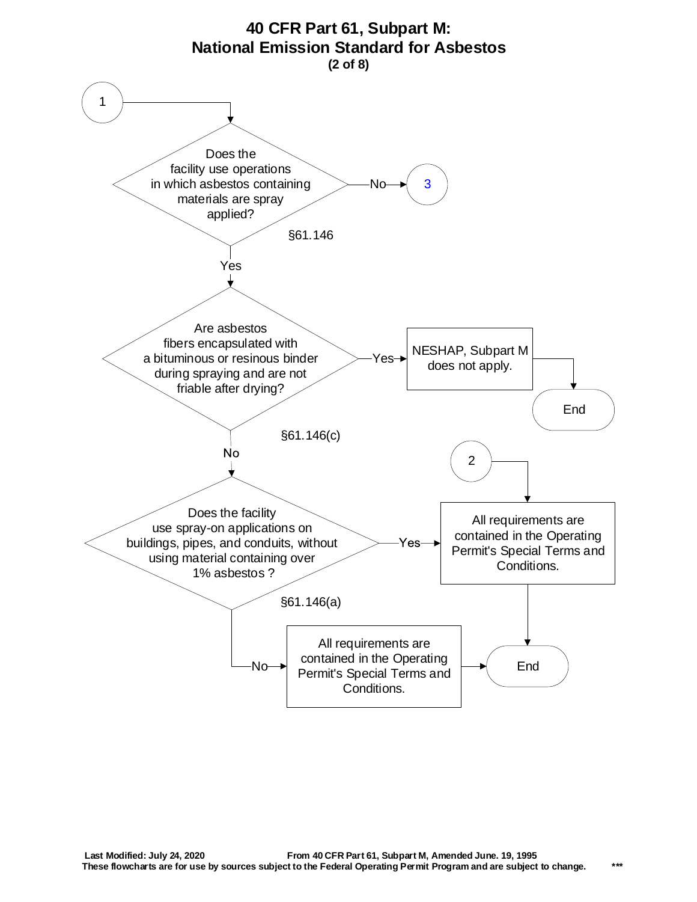# 40 CFR Part 61, Subpart M: National Emission Standard for Asbestos

**(2 of 8)**

**1** → Does the facility use operations in which asbestos containing materials are spray applied? (§61.146)

- No → **3**
- Yes → Are asbestos fibers encapsulated with a bituminous or resinous binder during spraying and are not friable after drying? (§61.146(c))
  - Yes → NESHAP, Subpart M does not apply. → End
  - No → Does the facility use spray-on applications on buildings, pipes, and conduits, without using material containing over 1% asbestos ? (§61.146(a))
    - Yes → All requirements are contained in the Operating Permit's Special Terms and Conditions. → End
    - No → All requirements are contained in the Operating Permit's Special Terms and Conditions. → End

**2** → All requirements are contained in the Operating Permit's Special Terms and Conditions. → End

**Last Modified: July 24, 2020** **From 40 CFR Part 61, Subpart M, Amended June. 19, 1995**

**These flowcharts are for use by sources subject to the Federal Operating Permit Program and are subject to change.** **\*\*\***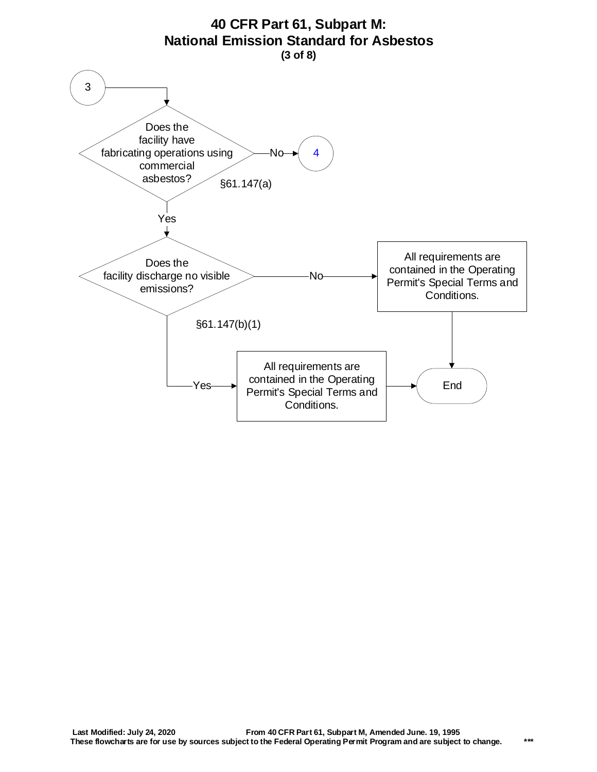# 40 CFR Part 61, Subpart M: National Emission Standard for Asbestos

**(3 of 8)**

3

Does the facility have fabricating operations using commercial asbestos? §61.147(a)

- No → 4
- Yes ↓

Does the facility discharge no visible emissions? §61.147(b)(1)

- No → All requirements are contained in the Operating Permit's Special Terms and Conditions. → End
- Yes → All requirements are contained in the Operating Permit's Special Terms and Conditions. → End

**Last Modified: July 24, 2020** **From 40 CFR Part 61, Subpart M, Amended June. 19, 1995**

**These flowcharts are for use by sources subject to the Federal Operating Permit Program and are subject to change.** **\*\*\***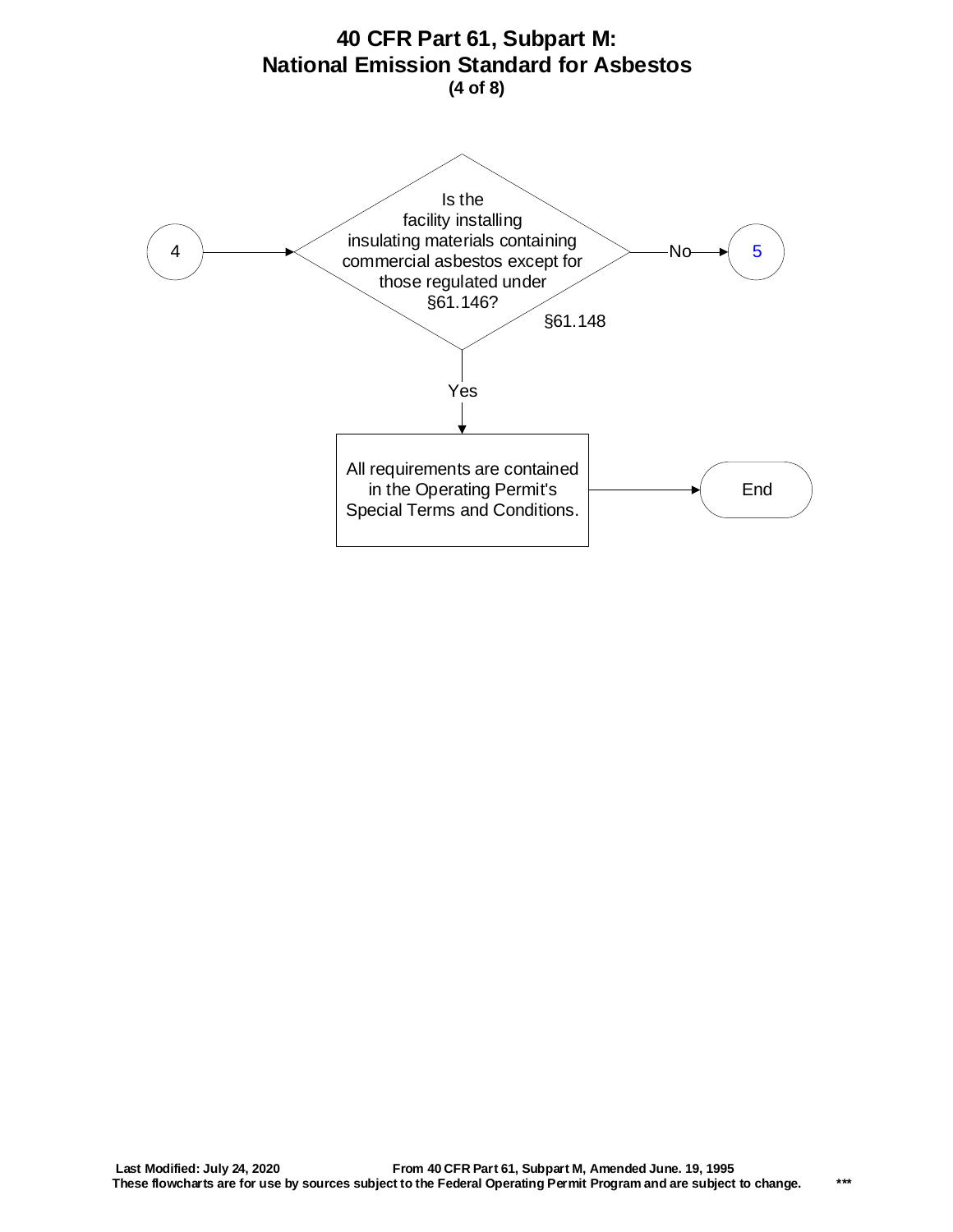# 40 CFR Part 61, Subpart M:
# National Emission Standard for Asbestos
**(4 of 8)**

4 → Is the facility installing insulating materials containing commercial asbestos except for those regulated under §61.146? §61.148

- No → 5
- Yes → All requirements are contained in the Operating Permit's Special Terms and Conditions. → End

**Last Modified: July 24, 2020** **From 40 CFR Part 61, Subpart M, Amended June. 19, 1995**
**These flowcharts are for use by sources subject to the Federal Operating Permit Program and are subject to change.** ***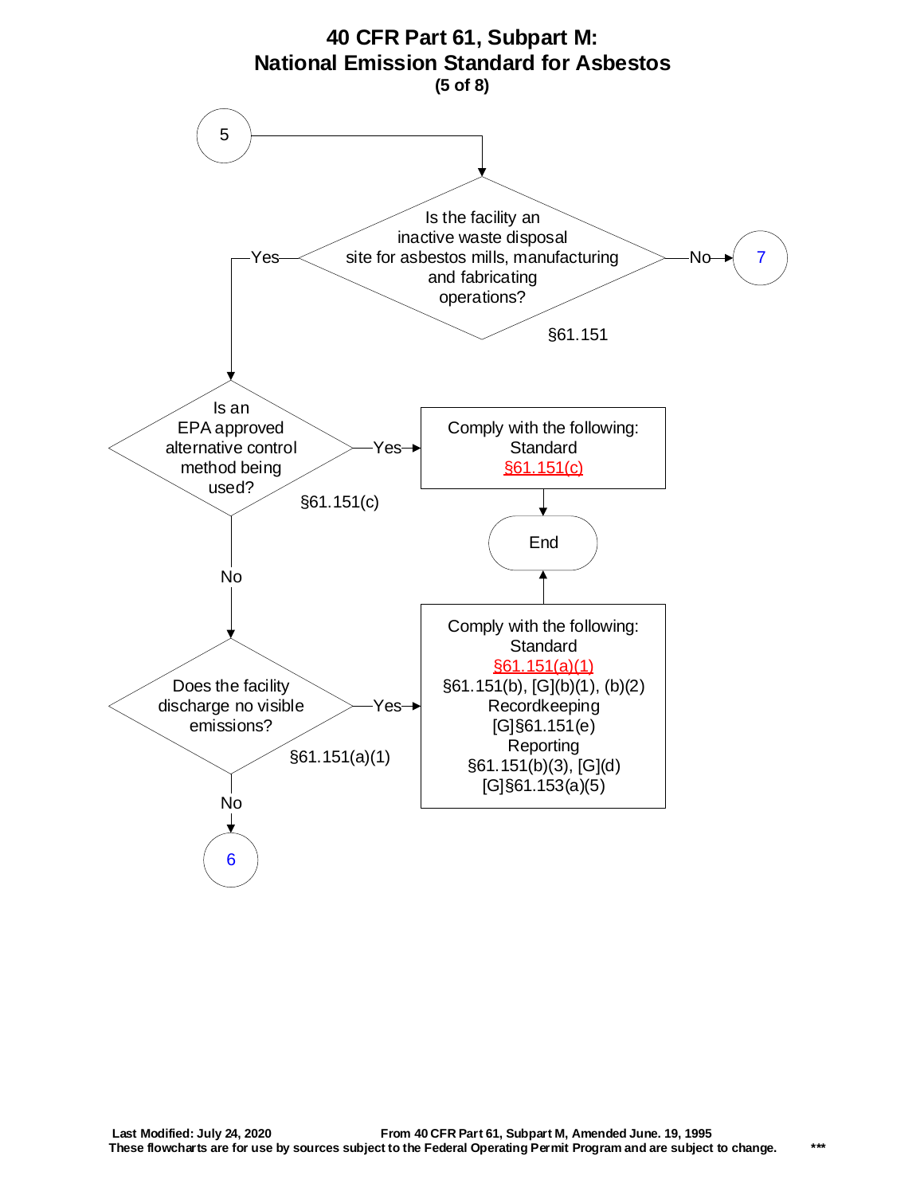# 40 CFR Part 61, Subpart M: National Emission Standard for Asbestos

**(5 of 8)**

5

Is the facility an inactive waste disposal site for asbestos mills, manufacturing and fabricating operations?

§61.151

- No → 7
- Yes → Is an EPA approved alternative control method being used? §61.151(c)
  - Yes → Comply with the following: Standard §61.151(c) → End
  - No → Does the facility discharge no visible emissions? §61.151(a)(1)
    - Yes → Comply with the following: Standard §61.151(a)(1) §61.151(b), [G](b)(1), (b)(2) Recordkeeping [G]§61.151(e) Reporting §61.151(b)(3), [G](d) [G]§61.153(a)(5) → End
    - No → 6

**Last Modified: July 24, 2020** **From 40 CFR Part 61, Subpart M, Amended June. 19, 1995**

**These flowcharts are for use by sources subject to the Federal Operating Permit Program and are subject to change.** **\*\*\***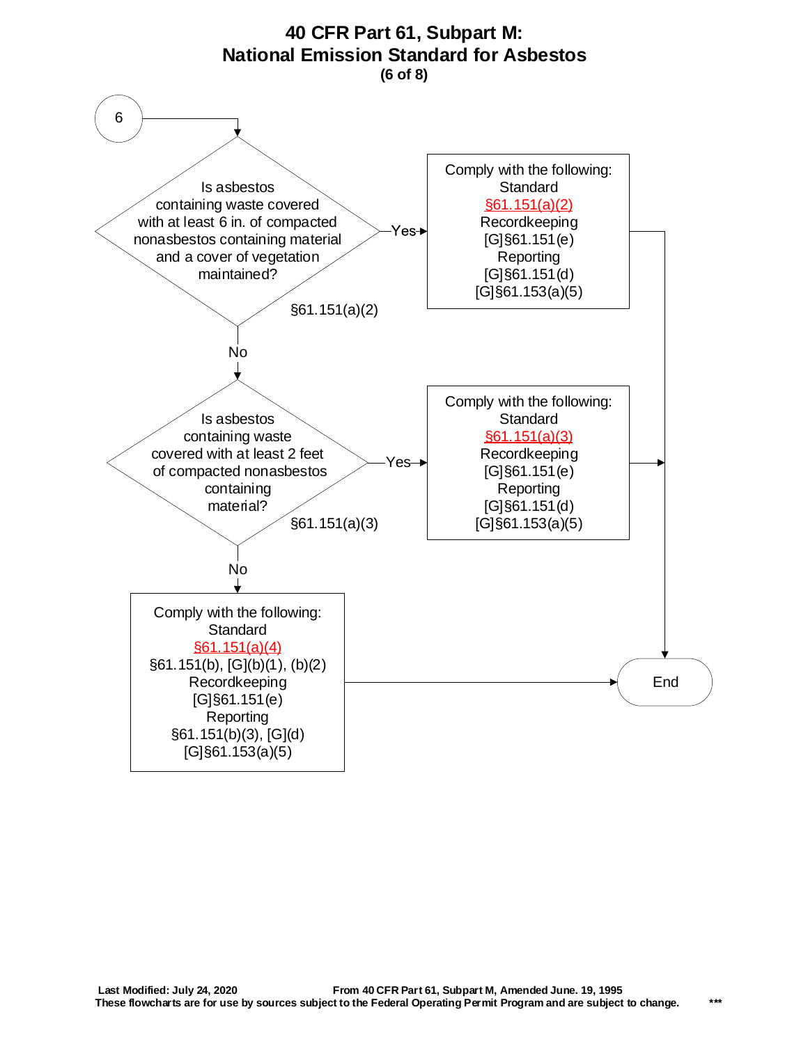# 40 CFR Part 61, Subpart M:
# National Emission Standard for Asbestos

**(6 of 8)**

**6**

**Is asbestos containing waste covered with at least 6 in. of compacted nonasbestos containing material and a cover of vegetation maintained?** (§61.151(a)(2))

- **Yes** → Comply with the following:
  - Standard
    - §61.151(a)(2)
  - Recordkeeping
    - [G]§61.151(e)
  - Reporting
    - [G]§61.151(d)
    - [G]§61.153(a)(5)
  - → End
- **No** → continue below.

**Is asbestos containing waste covered with at least 2 feet of compacted nonasbestos containing material?** (§61.151(a)(3))

- **Yes** → Comply with the following:
  - Standard
    - §61.151(a)(3)
  - Recordkeeping
    - [G]§61.151(e)
  - Reporting
    - [G]§61.151(d)
    - [G]§61.153(a)(5)
  - → End
- **No** → Comply with the following:
  - Standard
    - §61.151(a)(4)
    - §61.151(b), [G](b)(1), (b)(2)
  - Recordkeeping
    - [G]§61.151(e)
  - Reporting
    - §61.151(b)(3), [G](d)
    - [G]§61.153(a)(5)
  - → End

Last Modified: July 24, 2020 — From 40 CFR Part 61, Subpart M, Amended June. 19, 1995

These flowcharts are for use by sources subject to the Federal Operating Permit Program and are subject to change. ***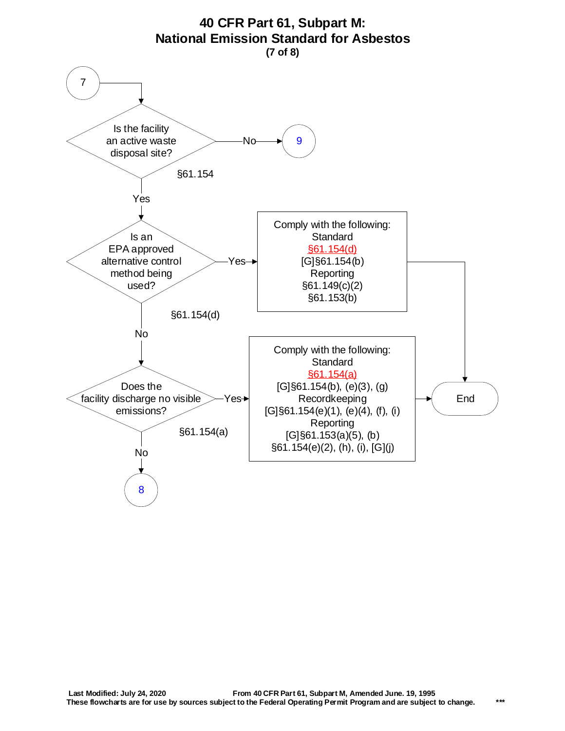# 40 CFR Part 61, Subpart M:
# National Emission Standard for Asbestos
**(7 of 8)**

7

**Is the facility an active waste disposal site?** §61.154

- No → 9
- Yes ↓

**Is an EPA approved alternative control method being used?** §61.154(d)

- Yes → Comply with the following:
  - Standard
    - §61.154(d)
    - [G]§61.154(b)
  - Reporting
    - §61.149(c)(2)
    - §61.153(b)
  - → End
- No ↓

**Does the facility discharge no visible emissions?** §61.154(a)

- Yes → Comply with the following:
  - Standard
    - §61.154(a)
    - [G]§61.154(b), (e)(3), (g)
  - Recordkeeping
    - [G]§61.154(e)(1), (e)(4), (f), (i)
  - Reporting
    - [G]§61.153(a)(5), (b)
    - §61.154(e)(2), (h), (i), [G](j)
  - → End
- No → 8

**Last Modified: July 24, 2020** **From 40 CFR Part 61, Subpart M, Amended June. 19, 1995**

**These flowcharts are for use by sources subject to the Federal Operating Permit Program and are subject to change.** ***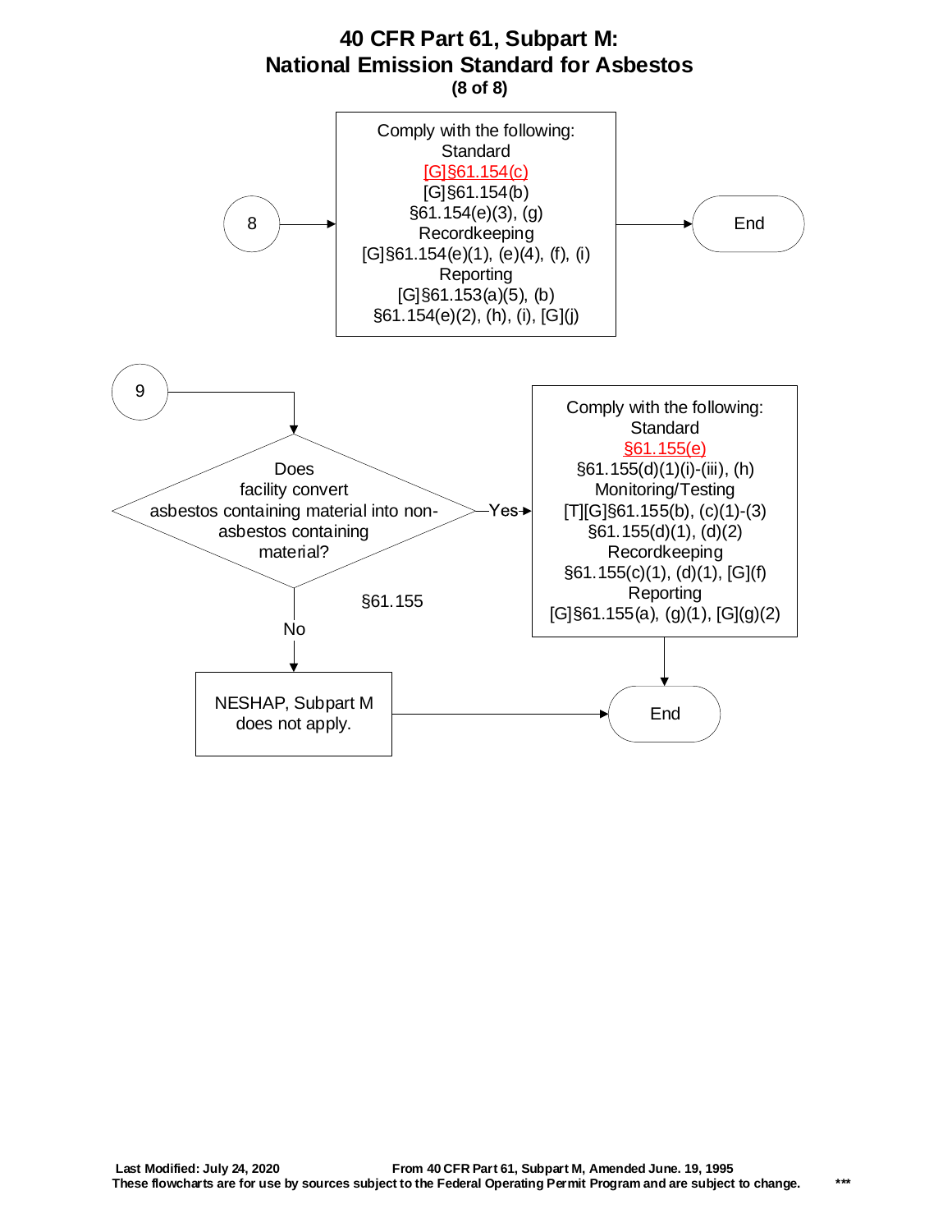# 40 CFR Part 61, Subpart M:
# National Emission Standard for Asbestos

**(8 of 8)**

8 → Comply with the following:

Standard
[G]§61.154(c)
[G]§61.154(b)
§61.154(e)(3), (g)
Recordkeeping
[G]§61.154(e)(1), (e)(4), (f), (i)
Reporting
[G]§61.153(a)(5), (b)
§61.154(e)(2), (h), (i), [G](j)

→ End

9 → Does facility convert asbestos containing material into non-asbestos containing material?

§61.155

Yes → Comply with the following:

Standard
§61.155(e)
§61.155(d)(1)(i)-(iii), (h)
Monitoring/Testing
[T][G]§61.155(b), (c)(1)-(3)
§61.155(d)(1), (d)(2)
Recordkeeping
§61.155(c)(1), (d)(1), [G](f)
Reporting
[G]§61.155(a), (g)(1), [G](g)(2)

→ End

No → NESHAP, Subpart M does not apply. → End

**Last Modified: July 24, 2020** **From 40 CFR Part 61, Subpart M, Amended June. 19, 1995**

**These flowcharts are for use by sources subject to the Federal Operating Permit Program and are subject to change.** **\*\*\***